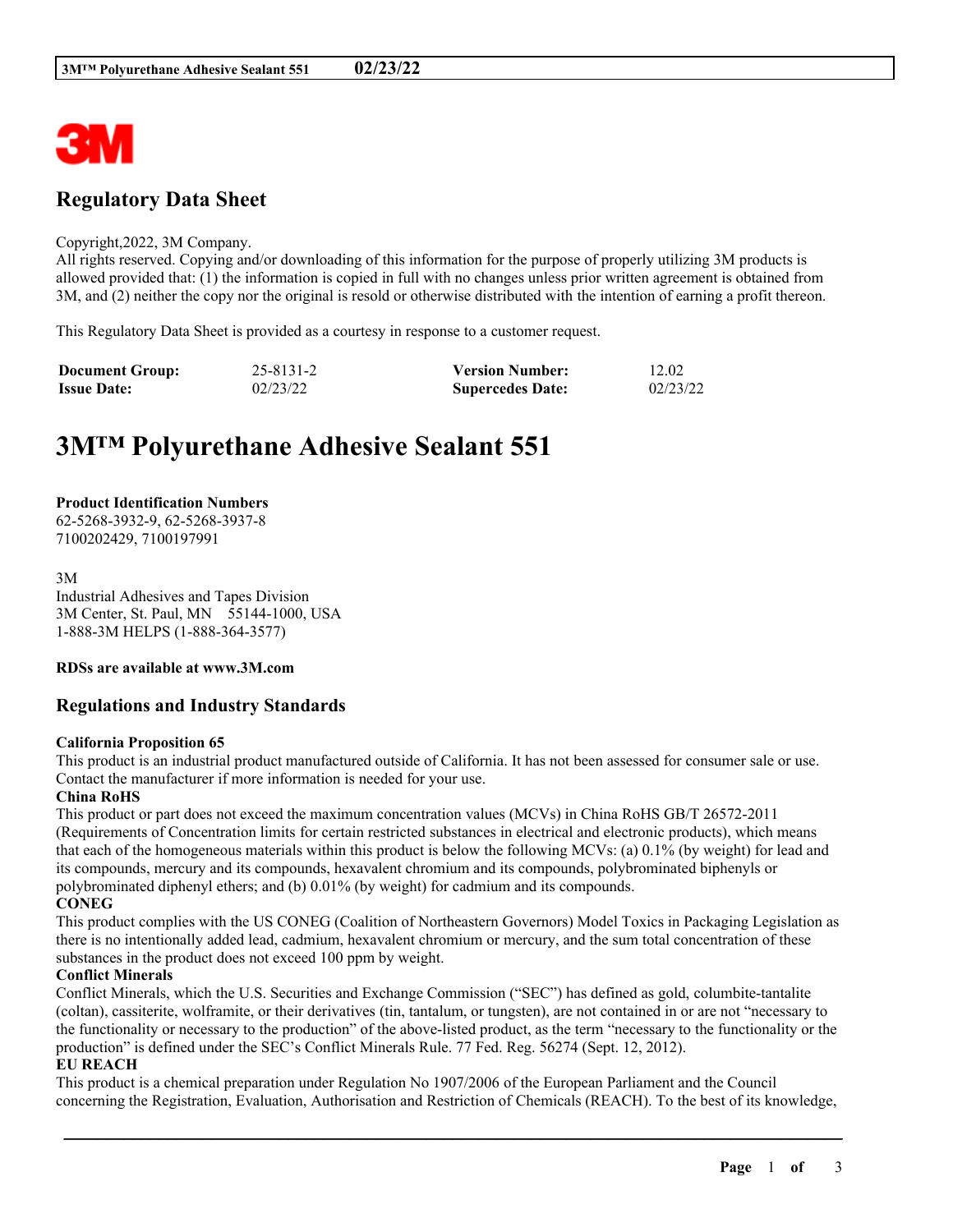# Regulatory Data Sheet

Copyright,2022, 3M Company.
All rights reserved. Copying and/or downloading of this information for the purpose of properly utilizing 3M products is allowed provided that: (1) the information is copied in full with no changes unless prior written agreement is obtained from 3M, and (2) neither the copy nor the original is resold or otherwise distributed with the intention of earning a profit thereon.

This Regulatory Data Sheet is provided as a courtesy in response to a customer request.

| **Document Group:** | 25-8131-2 | **Version Number:** | 12.02 |
|---|---|---|---|
| **Issue Date:** | 02/23/22 | **Supercedes Date:** | 02/23/22 |

# 3M™ Polyurethane Adhesive Sealant 551

**Product Identification Numbers**
62-5268-3932-9, 62-5268-3937-8
7100202429, 7100197991

3M
Industrial Adhesives and Tapes Division
3M Center, St. Paul, MN 55144-1000, USA
1-888-3M HELPS (1-888-364-3577)

**RDSs are available at www.3M.com**

## Regulations and Industry Standards

**California Proposition 65**
This product is an industrial product manufactured outside of California. It has not been assessed for consumer sale or use. Contact the manufacturer if more information is needed for your use.

**China RoHS**
This product or part does not exceed the maximum concentration values (MCVs) in China RoHS GB/T 26572-2011 (Requirements of Concentration limits for certain restricted substances in electrical and electronic products), which means that each of the homogeneous materials within this product is below the following MCVs: (a) 0.1% (by weight) for lead and its compounds, mercury and its compounds, hexavalent chromium and its compounds, polybrominated biphenyls or polybrominated diphenyl ethers; and (b) 0.01% (by weight) for cadmium and its compounds.

**CONEG**
This product complies with the US CONEG (Coalition of Northeastern Governors) Model Toxics in Packaging Legislation as there is no intentionally added lead, cadmium, hexavalent chromium or mercury, and the sum total concentration of these substances in the product does not exceed 100 ppm by weight.

**Conflict Minerals**
Conflict Minerals, which the U.S. Securities and Exchange Commission ("SEC") has defined as gold, columbite-tantalite (coltan), cassiterite, wolframite, or their derivatives (tin, tantalum, or tungsten), are not contained in or are not "necessary to the functionality or necessary to the production" of the above-listed product, as the term "necessary to the functionality or the production" is defined under the SEC's Conflict Minerals Rule. 77 Fed. Reg. 56274 (Sept. 12, 2012).

**EU REACH**
This product is a chemical preparation under Regulation No 1907/2006 of the European Parliament and the Council concerning the Registration, Evaluation, Authorisation and Restriction of Chemicals (REACH). To the best of its knowledge,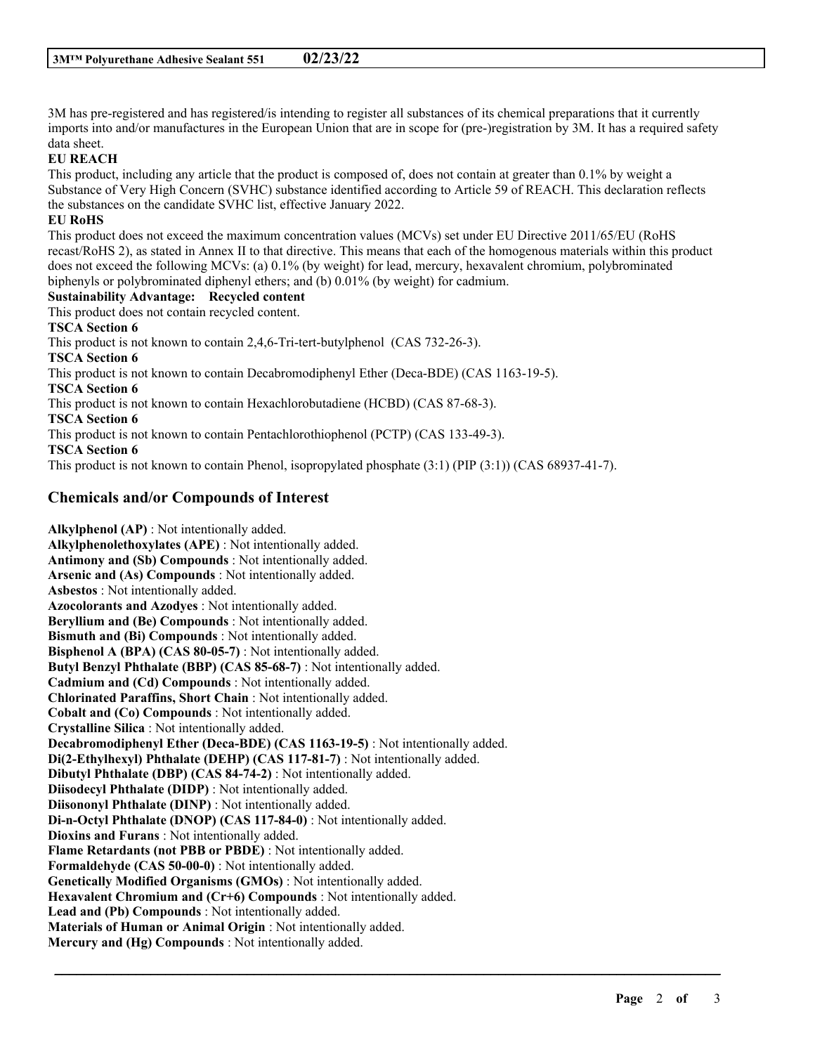3M has pre-registered and has registered/is intending to register all substances of its chemical preparations that it currently imports into and/or manufactures in the European Union that are in scope for (pre-)registration by 3M. It has a required safety data sheet.

**EU REACH**

This product, including any article that the product is composed of, does not contain at greater than 0.1% by weight a Substance of Very High Concern (SVHC) substance identified according to Article 59 of REACH. This declaration reflects the substances on the candidate SVHC list, effective January 2022.

**EU RoHS**

This product does not exceed the maximum concentration values (MCVs) set under EU Directive 2011/65/EU (RoHS recast/RoHS 2), as stated in Annex II to that directive. This means that each of the homogenous materials within this product does not exceed the following MCVs: (a) 0.1% (by weight) for lead, mercury, hexavalent chromium, polybrominated biphenyls or polybrominated diphenyl ethers; and (b) 0.01% (by weight) for cadmium.

**Sustainability Advantage: Recycled content**

This product does not contain recycled content.

**TSCA Section 6**

This product is not known to contain 2,4,6-Tri-tert-butylphenol (CAS 732-26-3).

**TSCA Section 6**

This product is not known to contain Decabromodiphenyl Ether (Deca-BDE) (CAS 1163-19-5).

**TSCA Section 6**

This product is not known to contain Hexachlorobutadiene (HCBD) (CAS 87-68-3).

**TSCA Section 6**

This product is not known to contain Pentachlorothiophenol (PCTP) (CAS 133-49-3).

**TSCA Section 6**

This product is not known to contain Phenol, isopropylated phosphate (3:1) (PIP (3:1)) (CAS 68937-41-7).

## Chemicals and/or Compounds of Interest

**Alkylphenol (AP)** : Not intentionally added.
**Alkylphenolethoxylates (APE)** : Not intentionally added.
**Antimony and (Sb) Compounds** : Not intentionally added.
**Arsenic and (As) Compounds** : Not intentionally added.
**Asbestos** : Not intentionally added.
**Azocolorants and Azodyes** : Not intentionally added.
**Beryllium and (Be) Compounds** : Not intentionally added.
**Bismuth and (Bi) Compounds** : Not intentionally added.
**Bisphenol A (BPA) (CAS 80-05-7)** : Not intentionally added.
**Butyl Benzyl Phthalate (BBP) (CAS 85-68-7)** : Not intentionally added.
**Cadmium and (Cd) Compounds** : Not intentionally added.
**Chlorinated Paraffins, Short Chain** : Not intentionally added.
**Cobalt and (Co) Compounds** : Not intentionally added.
**Crystalline Silica** : Not intentionally added.
**Decabromodiphenyl Ether (Deca-BDE) (CAS 1163-19-5)** : Not intentionally added.
**Di(2-Ethylhexyl) Phthalate (DEHP) (CAS 117-81-7)** : Not intentionally added.
**Dibutyl Phthalate (DBP) (CAS 84-74-2)** : Not intentionally added.
**Diisodecyl Phthalate (DIDP)** : Not intentionally added.
**Diisononyl Phthalate (DINP)** : Not intentionally added.
**Di-n-Octyl Phthalate (DNOP) (CAS 117-84-0)** : Not intentionally added.
**Dioxins and Furans** : Not intentionally added.
**Flame Retardants (not PBB or PBDE)** : Not intentionally added.
**Formaldehyde (CAS 50-00-0)** : Not intentionally added.
**Genetically Modified Organisms (GMOs)** : Not intentionally added.
**Hexavalent Chromium and (Cr+6) Compounds** : Not intentionally added.
**Lead and (Pb) Compounds** : Not intentionally added.
**Materials of Human or Animal Origin** : Not intentionally added.
**Mercury and (Hg) Compounds** : Not intentionally added.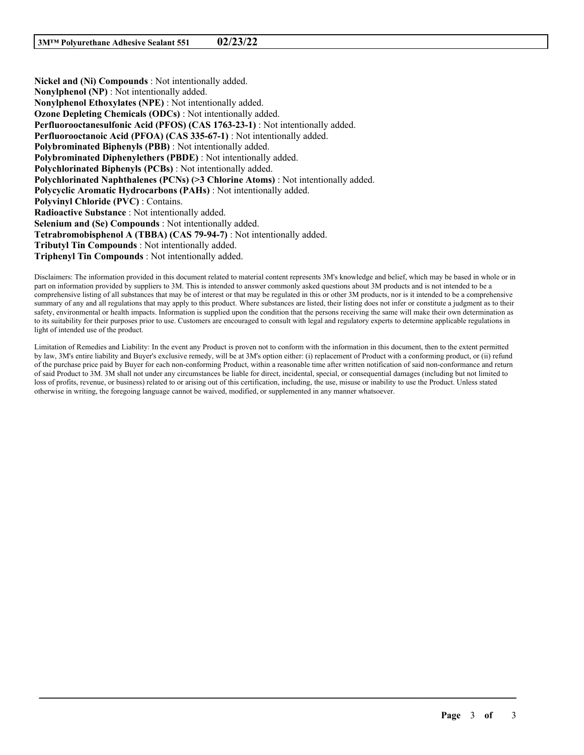**Nickel and (Ni) Compounds** : Not intentionally added.
**Nonylphenol (NP)** : Not intentionally added.
**Nonylphenol Ethoxylates (NPE)** : Not intentionally added.
**Ozone Depleting Chemicals (ODCs)** : Not intentionally added.
**Perfluorooctanesulfonic Acid (PFOS) (CAS 1763-23-1)** : Not intentionally added.
**Perfluorooctanoic Acid (PFOA) (CAS 335-67-1)** : Not intentionally added.
**Polybrominated Biphenyls (PBB)** : Not intentionally added.
**Polybrominated Diphenylethers (PBDE)** : Not intentionally added.
**Polychlorinated Biphenyls (PCBs)** : Not intentionally added.
**Polychlorinated Naphthalenes (PCNs) (>3 Chlorine Atoms)** : Not intentionally added.
**Polycyclic Aromatic Hydrocarbons (PAHs)** : Not intentionally added.
**Polyvinyl Chloride (PVC)** : Contains.
**Radioactive Substance** : Not intentionally added.
**Selenium and (Se) Compounds** : Not intentionally added.
**Tetrabromobisphenol A (TBBA) (CAS 79-94-7)** : Not intentionally added.
**Tributyl Tin Compounds** : Not intentionally added.
**Triphenyl Tin Compounds** : Not intentionally added.

Disclaimers: The information provided in this document related to material content represents 3M's knowledge and belief, which may be based in whole or in part on information provided by suppliers to 3M. This is intended to answer commonly asked questions about 3M products and is not intended to be a comprehensive listing of all substances that may be of interest or that may be regulated in this or other 3M products, nor is it intended to be a comprehensive summary of any and all regulations that may apply to this product. Where substances are listed, their listing does not infer or constitute a judgment as to their safety, environmental or health impacts. Information is supplied upon the condition that the persons receiving the same will make their own determination as to its suitability for their purposes prior to use. Customers are encouraged to consult with legal and regulatory experts to determine applicable regulations in light of intended use of the product.

Limitation of Remedies and Liability: In the event any Product is proven not to conform with the information in this document, then to the extent permitted by law, 3M's entire liability and Buyer's exclusive remedy, will be at 3M's option either: (i) replacement of Product with a conforming product, or (ii) refund of the purchase price paid by Buyer for each non-conforming Product, within a reasonable time after written notification of said non-conformance and return of said Product to 3M. 3M shall not under any circumstances be liable for direct, incidental, special, or consequential damages (including but not limited to loss of profits, revenue, or business) related to or arising out of this certification, including, the use, misuse or inability to use the Product. Unless stated otherwise in writing, the foregoing language cannot be waived, modified, or supplemented in any manner whatsoever.